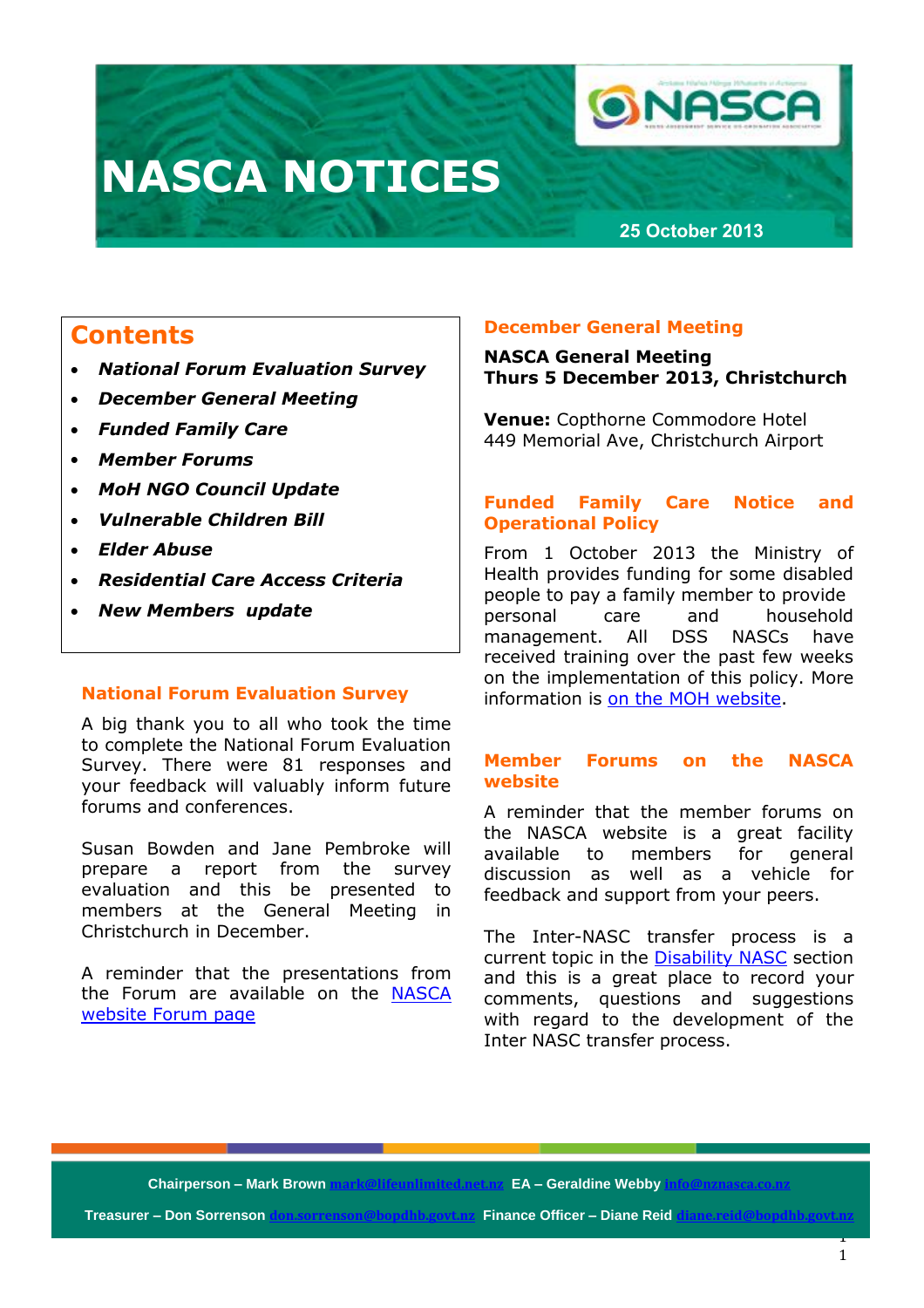# NASCA NOTICES

25 October 2013

## Contents

- ***National Forum Evaluation Survey***
- ***December General Meeting***
- ***Funded Family Care***
- ***Member Forums***
- ***MoH NGO Council Update***
- ***Vulnerable Children Bill***
- ***Elder Abuse***
- ***Residential Care Access Criteria***
- ***New Members update***

### National Forum Evaluation Survey

A big thank you to all who took the time to complete the National Forum Evaluation Survey. There were 81 responses and your feedback will valuably inform future forums and conferences.

Susan Bowden and Jane Pembroke will prepare a report from the survey evaluation and this be presented to members at the General Meeting in Christchurch in December.

A reminder that the presentations from the Forum are available on the NASCA website Forum page

### December General Meeting

**NASCA General Meeting**
**Thurs 5 December 2013, Christchurch**

**Venue:** Copthorne Commodore Hotel
449 Memorial Ave, Christchurch Airport

### Funded Family Care Notice and Operational Policy

From 1 October 2013 the Ministry of Health provides funding for some disabled people to pay a family member to provide personal care and household management. All DSS NASCs have received training over the past few weeks on the implementation of this policy. More information is on the MOH website.

### Member Forums on the NASCA website

A reminder that the member forums on the NASCA website is a great facility available to members for general discussion as well as a vehicle for feedback and support from your peers.

The Inter-NASC transfer process is a current topic in the Disability NASC section and this is a great place to record your comments, questions and suggestions with regard to the development of the Inter NASC transfer process.

**Chairperson – Mark Brown** mark@lifeunlimited.net.nz **EA – Geraldine Webby** info@nznasca.co.nz
**Treasurer – Don Sorrenson** don.sorrenson@bopdhb.govt.nz **Finance Officer – Diane Reid** diane.reid@bopdhb.govt.nz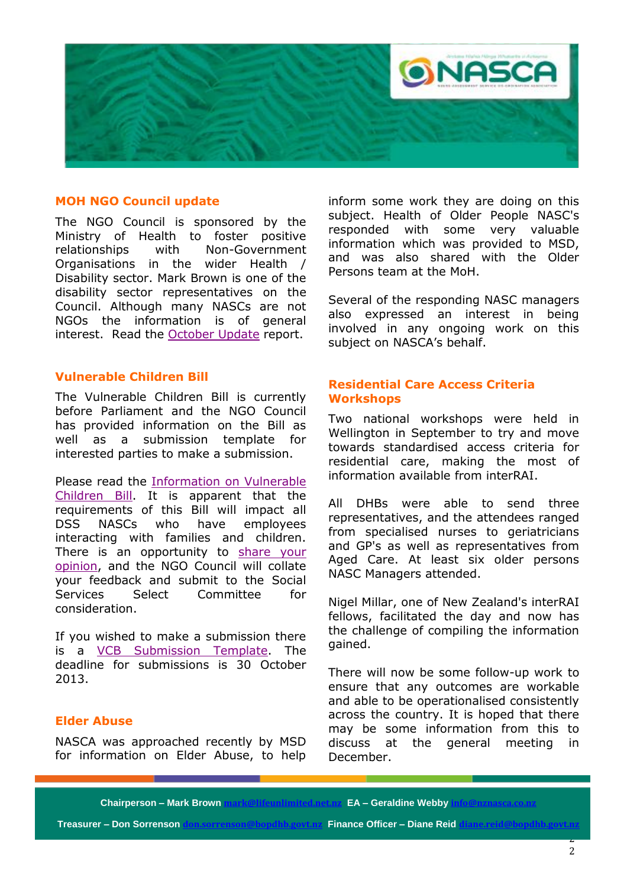## MOH NGO Council update

The NGO Council is sponsored by the Ministry of Health to foster positive relationships with Non-Government Organisations in the wider Health / Disability sector. Mark Brown is one of the disability sector representatives on the Council. Although many NASCs are not NGOs the information is of general interest. Read the October Update report.

## Vulnerable Children Bill

The Vulnerable Children Bill is currently before Parliament and the NGO Council has provided information on the Bill as well as a submission template for interested parties to make a submission.

Please read the Information on Vulnerable Children Bill. It is apparent that the requirements of this Bill will impact all DSS NASCs who have employees interacting with families and children. There is an opportunity to share your opinion, and the NGO Council will collate your feedback and submit to the Social Services Select Committee for consideration.

If you wished to make a submission there is a VCB Submission Template. The deadline for submissions is 30 October 2013.

## Elder Abuse

NASCA was approached recently by MSD for information on Elder Abuse, to help inform some work they are doing on this subject. Health of Older People NASC's responded with some very valuable information which was provided to MSD, and was also shared with the Older Persons team at the MoH.

Several of the responding NASC managers also expressed an interest in being involved in any ongoing work on this subject on NASCA's behalf.

## Residential Care Access Criteria Workshops

Two national workshops were held in Wellington in September to try and move towards standardised access criteria for residential care, making the most of information available from interRAI.

All DHBs were able to send three representatives, and the attendees ranged from specialised nurses to geriatricians and GP's as well as representatives from Aged Care. At least six older persons NASC Managers attended.

Nigel Millar, one of New Zealand's interRAI fellows, facilitated the day and now has the challenge of compiling the information gained.

There will now be some follow-up work to ensure that any outcomes are workable and able to be operationalised consistently across the country. It is hoped that there may be some information from this to discuss at the general meeting in December.

**Chairperson – Mark Brown** mark@lifeunlimited.net.nz **EA – Geraldine Webby** info@nznasca.co.nz

**Treasurer – Don Sorrenson** don.sorrenson@bopdhb.govt.nz **Finance Officer – Diane Reid** diane.reid@bopdhb.govt.nz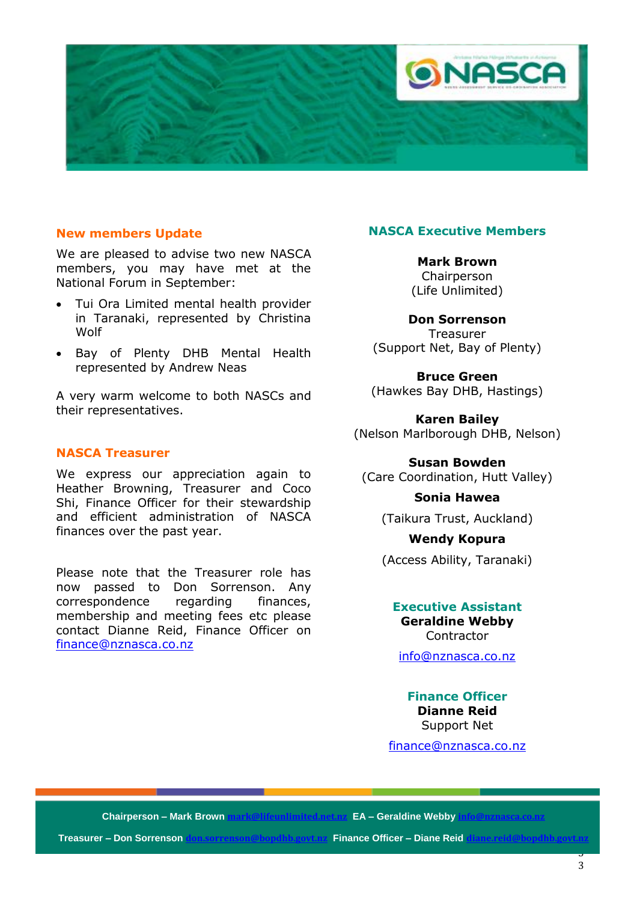## New members Update

We are pleased to advise two new NASCA members, you may have met at the National Forum in September:

- Tui Ora Limited mental health provider in Taranaki, represented by Christina Wolf
- Bay of Plenty DHB Mental Health represented by Andrew Neas

A very warm welcome to both NASCs and their representatives.

## NASCA Treasurer

We express our appreciation again to Heather Browning, Treasurer and Coco Shi, Finance Officer for their stewardship and efficient administration of NASCA finances over the past year.

Please note that the Treasurer role has now passed to Don Sorrenson. Any correspondence regarding finances, membership and meeting fees etc please contact Dianne Reid, Finance Officer on finance@nznasca.co.nz

## NASCA Executive Members

**Mark Brown**
Chairperson
(Life Unlimited)

**Don Sorrenson**
Treasurer
(Support Net, Bay of Plenty)

**Bruce Green**
(Hawkes Bay DHB, Hastings)

**Karen Bailey**
(Nelson Marlborough DHB, Nelson)

**Susan Bowden**
(Care Coordination, Hutt Valley)

**Sonia Hawea**
(Taikura Trust, Auckland)

**Wendy Kopura**
(Access Ability, Taranaki)

### Executive Assistant

**Geraldine Webby**
Contractor
info@nznasca.co.nz

### Finance Officer

**Dianne Reid**
Support Net
finance@nznasca.co.nz

**Chairperson – Mark Brown** mark@lifeunlimited.net.nz **EA – Geraldine Webby** info@nznasca.co.nz

**Treasurer – Don Sorrenson** don.sorrenson@bopdhb.govt.nz **Finance Officer – Diane Reid** diane.reid@bopdhb.govt.nz